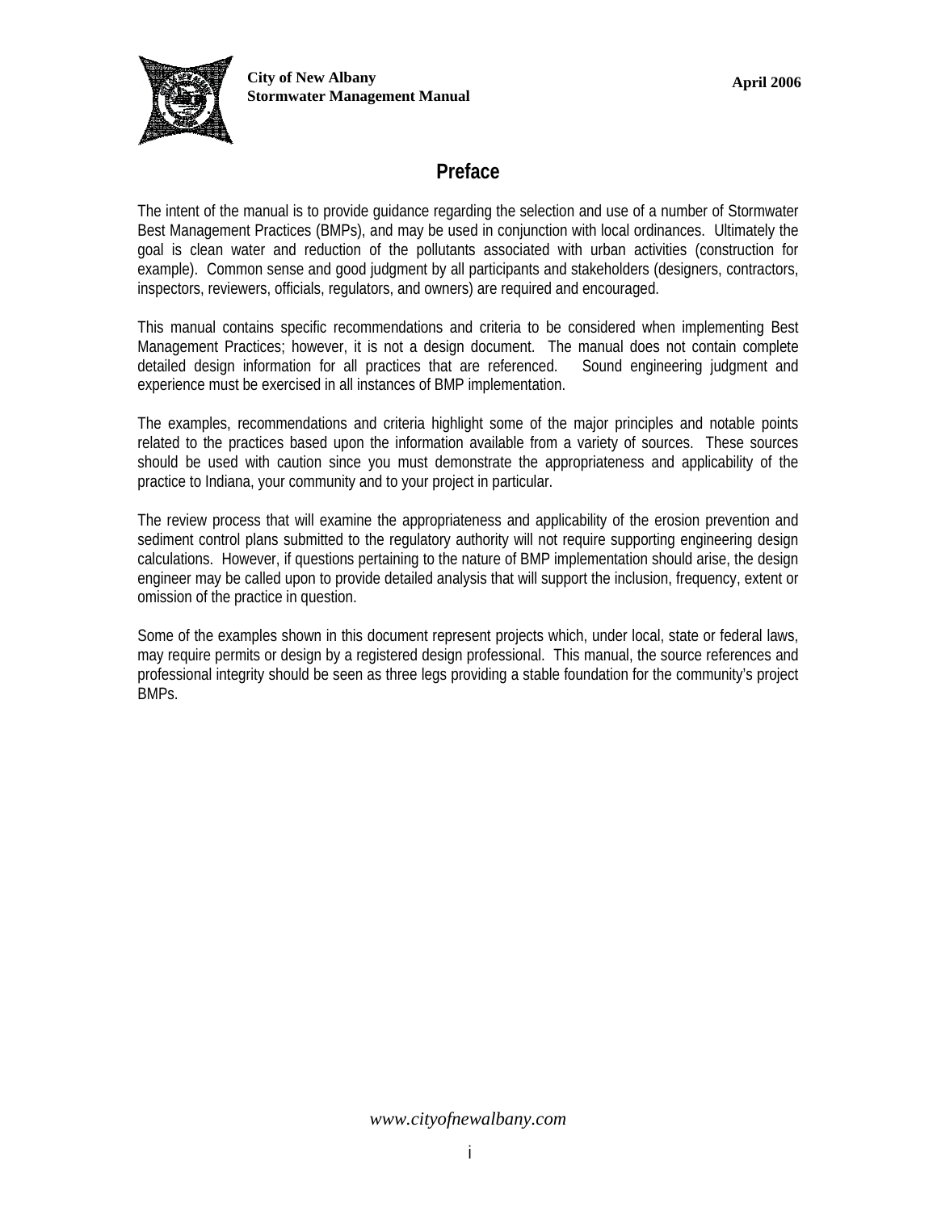# Preface

The intent of the manual is to provide guidance regarding the selection and use of a number of Stormwater Best Management Practices (BMPs), and may be used in conjunction with local ordinances. Ultimately the goal is clean water and reduction of the pollutants associated with urban activities (construction for example). Common sense and good judgment by all participants and stakeholders (designers, contractors, inspectors, reviewers, officials, regulators, and owners) are required and encouraged.

This manual contains specific recommendations and criteria to be considered when implementing Best Management Practices; however, it is not a design document. The manual does not contain complete detailed design information for all practices that are referenced. Sound engineering judgment and experience must be exercised in all instances of BMP implementation.

The examples, recommendations and criteria highlight some of the major principles and notable points related to the practices based upon the information available from a variety of sources. These sources should be used with caution since you must demonstrate the appropriateness and applicability of the practice to Indiana, your community and to your project in particular.

The review process that will examine the appropriateness and applicability of the erosion prevention and sediment control plans submitted to the regulatory authority will not require supporting engineering design calculations. However, if questions pertaining to the nature of BMP implementation should arise, the design engineer may be called upon to provide detailed analysis that will support the inclusion, frequency, extent or omission of the practice in question.

Some of the examples shown in this document represent projects which, under local, state or federal laws, may require permits or design by a registered design professional. This manual, the source references and professional integrity should be seen as three legs providing a stable foundation for the community's project BMPs.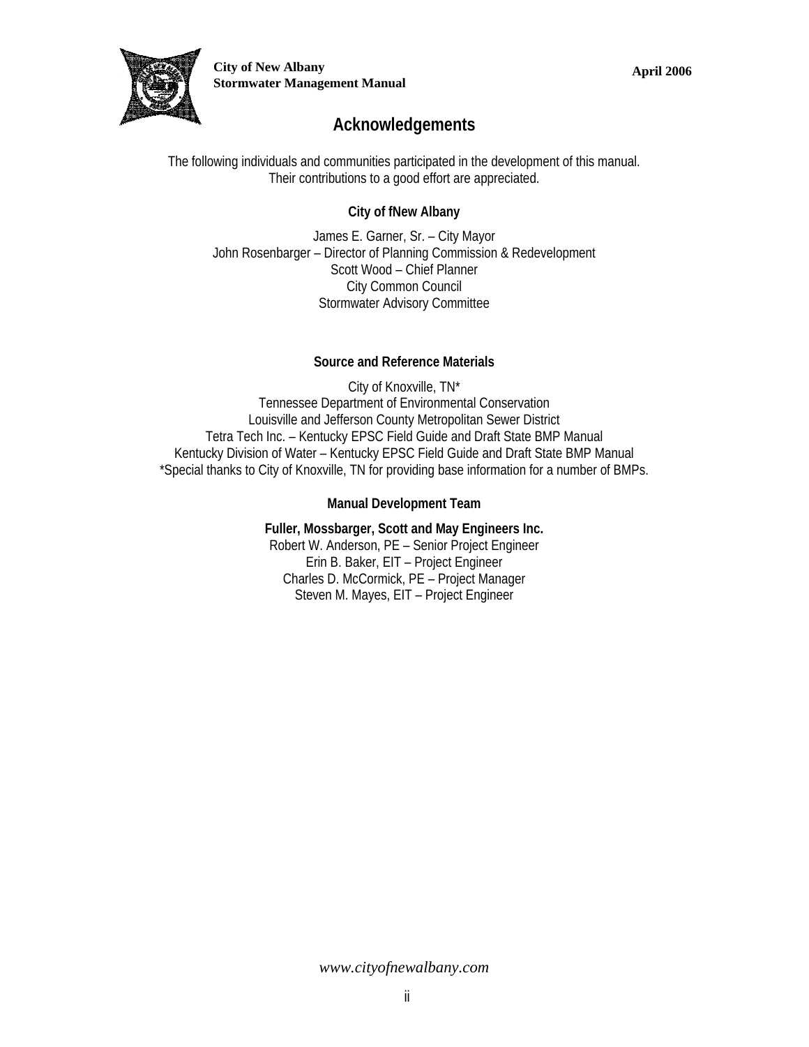# Acknowledgements

The following individuals and communities participated in the development of this manual.
Their contributions to a good effort are appreciated.

**City of fNew Albany**

James E. Garner, Sr. – City Mayor
John Rosenbarger – Director of Planning Commission & Redevelopment
Scott Wood – Chief Planner
City Common Council
Stormwater Advisory Committee

**Source and Reference Materials**

City of Knoxville, TN*
Tennessee Department of Environmental Conservation
Louisville and Jefferson County Metropolitan Sewer District
Tetra Tech Inc. – Kentucky EPSC Field Guide and Draft State BMP Manual
Kentucky Division of Water – Kentucky EPSC Field Guide and Draft State BMP Manual
*Special thanks to City of Knoxville, TN for providing base information for a number of BMPs.

**Manual Development Team**

**Fuller, Mossbarger, Scott and May Engineers Inc.**
Robert W. Anderson, PE – Senior Project Engineer
Erin B. Baker, EIT – Project Engineer
Charles D. McCormick, PE – Project Manager
Steven M. Mayes, EIT – Project Engineer